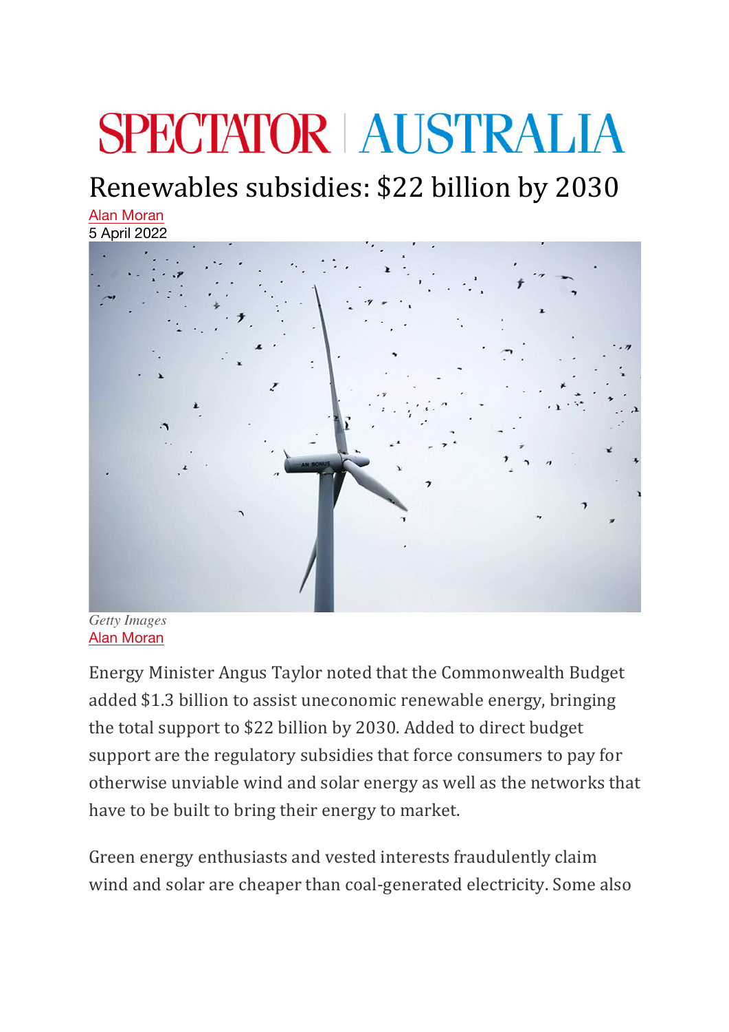SPECTATOR | AUSTRALIA

# Renewables subsidies: $22 billion by 2030

Alan Moran
5 April 2022

*Getty Images*
Alan Moran

Energy Minister Angus Taylor noted that the Commonwealth Budget added $1.3 billion to assist uneconomic renewable energy, bringing the total support to $22 billion by 2030. Added to direct budget support are the regulatory subsidies that force consumers to pay for otherwise unviable wind and solar energy as well as the networks that have to be built to bring their energy to market.

Green energy enthusiasts and vested interests fraudulently claim wind and solar are cheaper than coal-generated electricity. Some also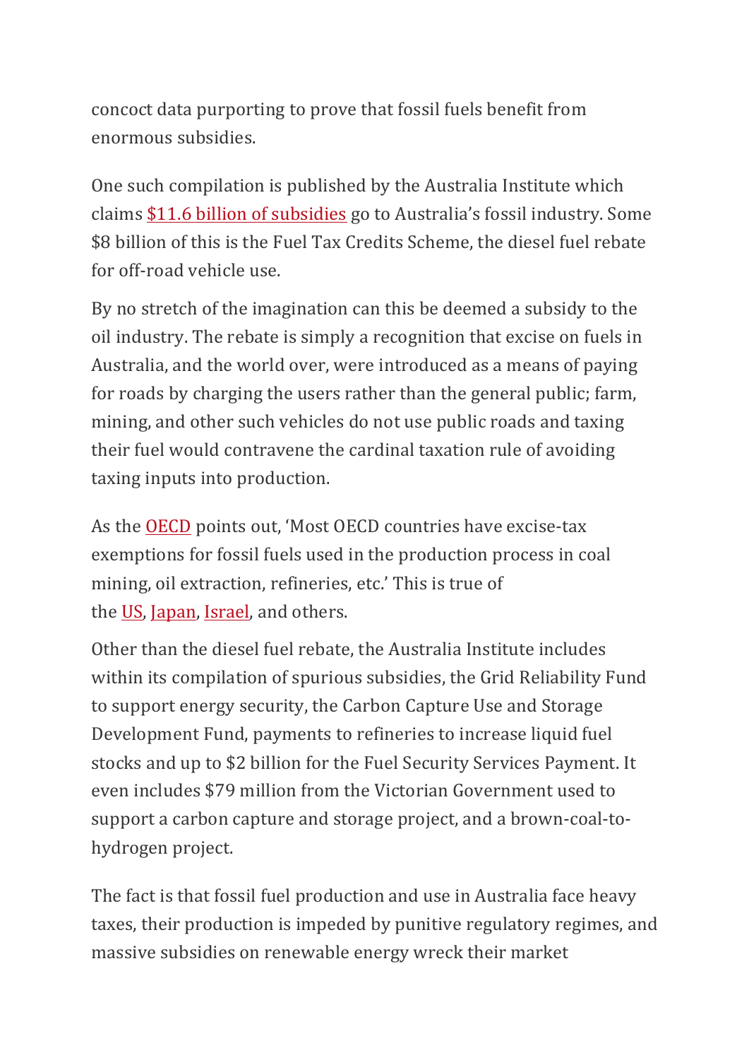concoct data purporting to prove that fossil fuels benefit from enormous subsidies.

One such compilation is published by the Australia Institute which claims $11.6 billion of subsidies go to Australia's fossil industry. Some $8 billion of this is the Fuel Tax Credits Scheme, the diesel fuel rebate for off-road vehicle use.

By no stretch of the imagination can this be deemed a subsidy to the oil industry. The rebate is simply a recognition that excise on fuels in Australia, and the world over, were introduced as a means of paying for roads by charging the users rather than the general public; farm, mining, and other such vehicles do not use public roads and taxing their fuel would contravene the cardinal taxation rule of avoiding taxing inputs into production.

As the OECD points out, 'Most OECD countries have excise-tax exemptions for fossil fuels used in the production process in coal mining, oil extraction, refineries, etc.' This is true of the US, Japan, Israel, and others.

Other than the diesel fuel rebate, the Australia Institute includes within its compilation of spurious subsidies, the Grid Reliability Fund to support energy security, the Carbon Capture Use and Storage Development Fund, payments to refineries to increase liquid fuel stocks and up to $2 billion for the Fuel Security Services Payment. It even includes $79 million from the Victorian Government used to support a carbon capture and storage project, and a brown-coal-to-hydrogen project.

The fact is that fossil fuel production and use in Australia face heavy taxes, their production is impeded by punitive regulatory regimes, and massive subsidies on renewable energy wreck their market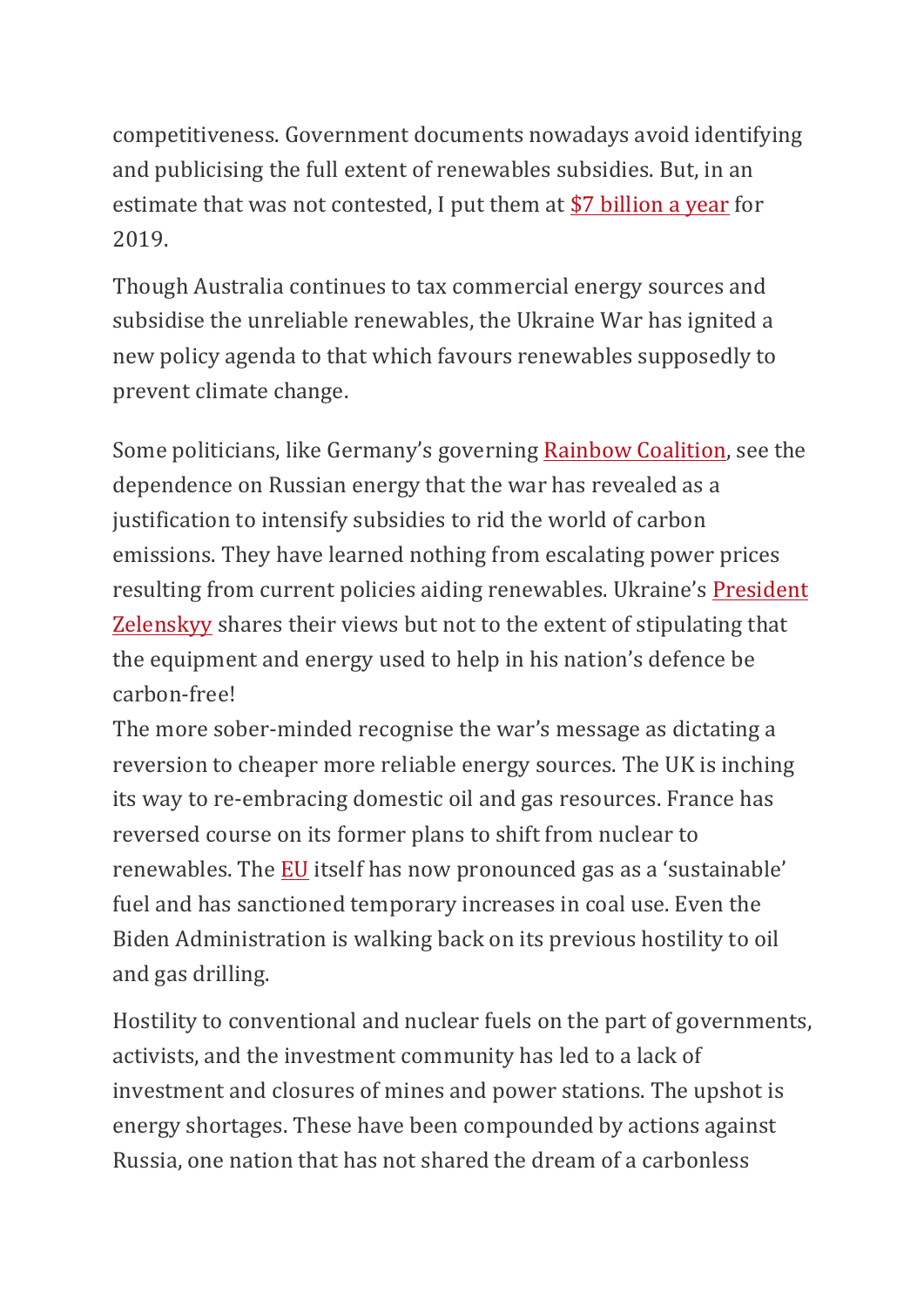competitiveness. Government documents nowadays avoid identifying and publicising the full extent of renewables subsidies. But, in an estimate that was not contested, I put them at $7 billion a year for 2019.

Though Australia continues to tax commercial energy sources and subsidise the unreliable renewables, the Ukraine War has ignited a new policy agenda to that which favours renewables supposedly to prevent climate change.

Some politicians, like Germany's governing Rainbow Coalition, see the dependence on Russian energy that the war has revealed as a justification to intensify subsidies to rid the world of carbon emissions. They have learned nothing from escalating power prices resulting from current policies aiding renewables. Ukraine's President Zelenskyy shares their views but not to the extent of stipulating that the equipment and energy used to help in his nation's defence be carbon-free!

The more sober-minded recognise the war's message as dictating a reversion to cheaper more reliable energy sources. The UK is inching its way to re-embracing domestic oil and gas resources. France has reversed course on its former plans to shift from nuclear to renewables. The EU itself has now pronounced gas as a 'sustainable' fuel and has sanctioned temporary increases in coal use. Even the Biden Administration is walking back on its previous hostility to oil and gas drilling.

Hostility to conventional and nuclear fuels on the part of governments, activists, and the investment community has led to a lack of investment and closures of mines and power stations. The upshot is energy shortages. These have been compounded by actions against Russia, one nation that has not shared the dream of a carbonless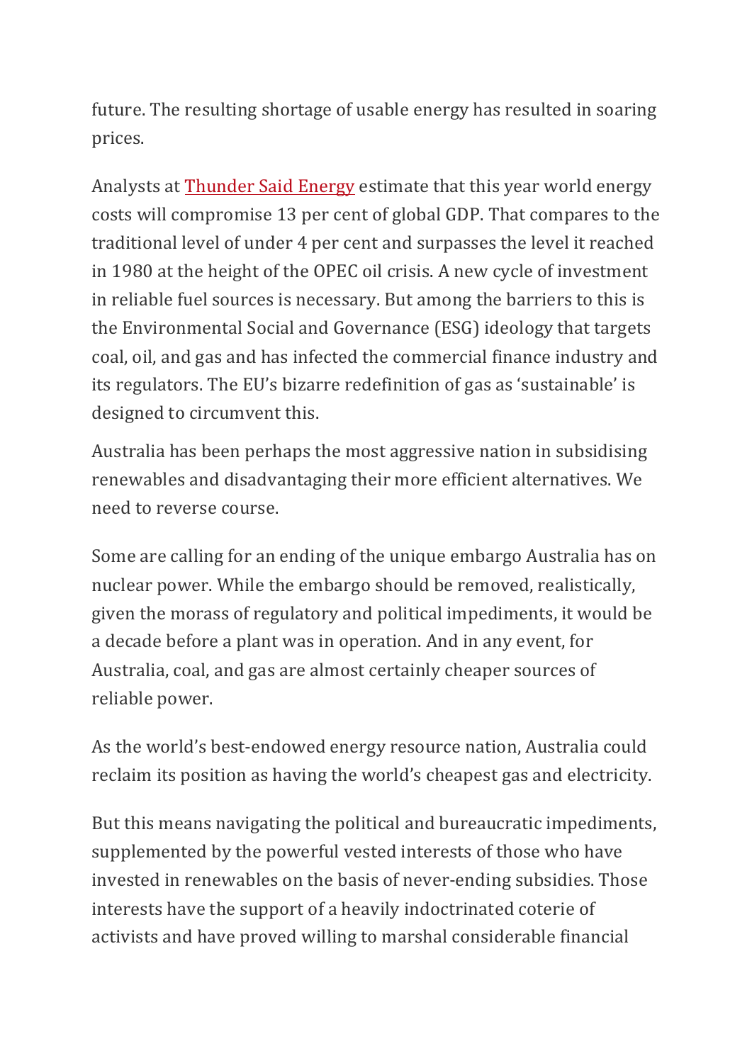future. The resulting shortage of usable energy has resulted in soaring prices.

Analysts at [Thunder Said Energy] estimate that this year world energy costs will compromise 13 per cent of global GDP. That compares to the traditional level of under 4 per cent and surpasses the level it reached in 1980 at the height of the OPEC oil crisis. A new cycle of investment in reliable fuel sources is necessary. But among the barriers to this is the Environmental Social and Governance (ESG) ideology that targets coal, oil, and gas and has infected the commercial finance industry and its regulators. The EU's bizarre redefinition of gas as 'sustainable' is designed to circumvent this.

Australia has been perhaps the most aggressive nation in subsidising renewables and disadvantaging their more efficient alternatives. We need to reverse course.

Some are calling for an ending of the unique embargo Australia has on nuclear power. While the embargo should be removed, realistically, given the morass of regulatory and political impediments, it would be a decade before a plant was in operation. And in any event, for Australia, coal, and gas are almost certainly cheaper sources of reliable power.

As the world's best-endowed energy resource nation, Australia could reclaim its position as having the world's cheapest gas and electricity.

But this means navigating the political and bureaucratic impediments, supplemented by the powerful vested interests of those who have invested in renewables on the basis of never-ending subsidies. Those interests have the support of a heavily indoctrinated coterie of activists and have proved willing to marshal considerable financial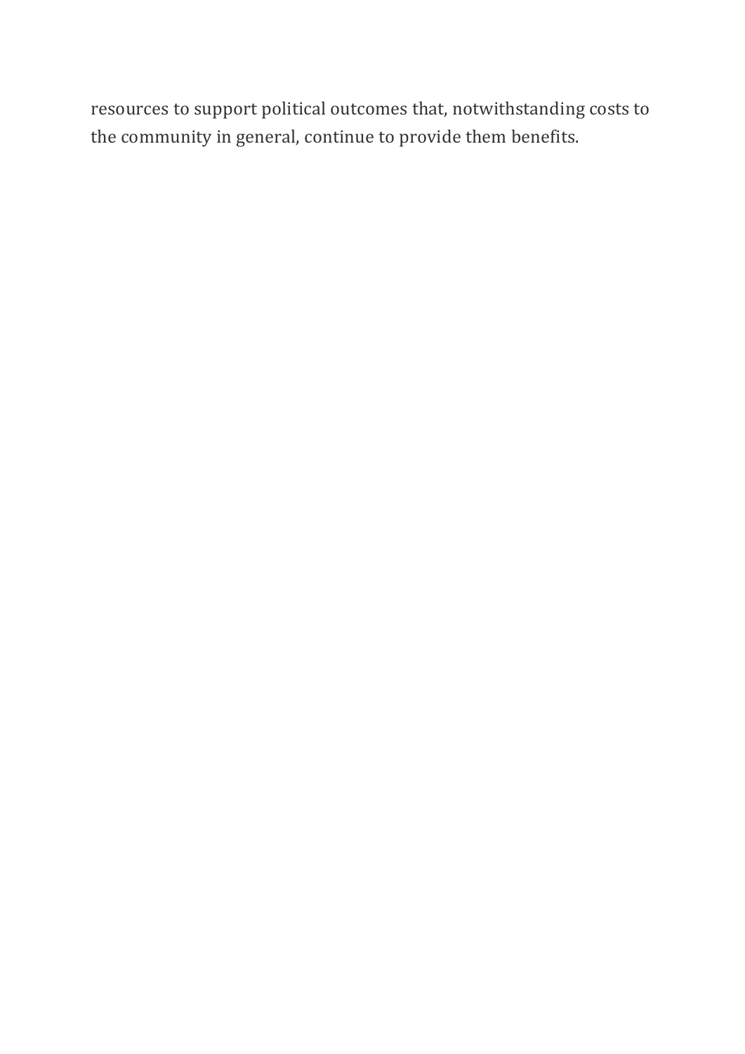resources to support political outcomes that, notwithstanding costs to the community in general, continue to provide them benefits.